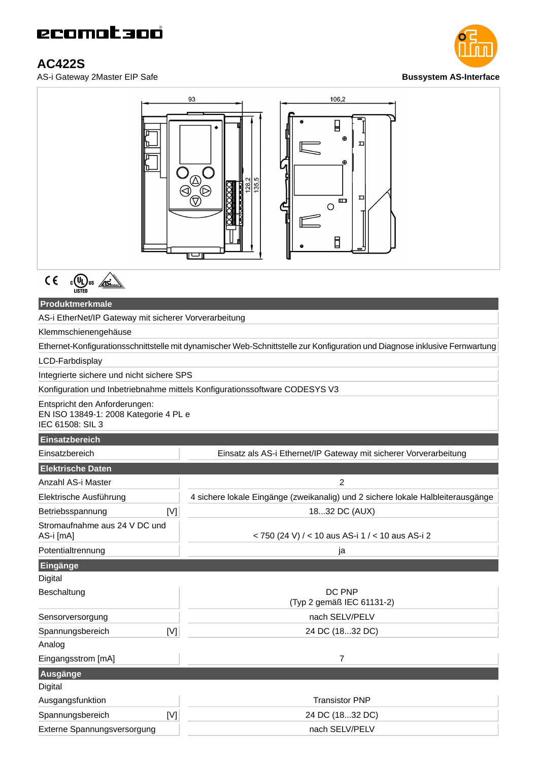# AC422S

AS-i Gateway 2Master EIP Safe

**Bussystem AS-Interface**

## Produktmerkmale

AS-i EtherNet/IP Gateway mit sicherer Vorverarbeitung

Klemmschienengehäuse

Ethernet-Konfigurationsschnittstelle mit dynamischer Web-Schnittstelle zur Konfiguration und Diagnose inklusive Fernwartung

LCD-Farbdisplay

Integrierte sichere und nicht sichere SPS

Konfiguration und Inbetriebnahme mittels Konfigurationssoftware CODESYS V3

Entspricht den Anforderungen:
EN ISO 13849-1: 2008 Kategorie 4 PL e
IEC 61508: SIL 3

## Einsatzbereich

| | |
|---|---|
| Einsatzbereich | Einsatz als AS-i Ethernet/IP Gateway mit sicherer Vorverarbeitung |

## Elektrische Daten

| | |
|---|---|
| Anzahl AS-i Master | 2 |
| Elektrische Ausführung | 4 sichere lokale Eingänge (zweikanalig) und 2 sichere lokale Halbleiterausgänge |
| Betriebsspannung [V] | 18...32 DC (AUX) |
| Stromaufnahme aus 24 V DC und AS-i [mA] | < 750 (24 V) / < 10 aus AS-i 1 / < 10 aus AS-i 2 |
| Potentialtrennung | ja |

## Eingänge

**Digital**

| | |
|---|---|
| Beschaltung | DC PNP (Typ 2 gemäß IEC 61131-2) |
| Sensorversorgung | nach SELV/PELV |
| Spannungsbereich [V] | 24 DC (18...32 DC) |

**Analog**

| | |
|---|---|
| Eingangsstrom [mA] | 7 |

## Ausgänge

**Digital**

| | |
|---|---|
| Ausgangsfunktion | Transistor PNP |
| Spannungsbereich [V] | 24 DC (18...32 DC) |
| Externe Spannungsversorgung | nach SELV/PELV |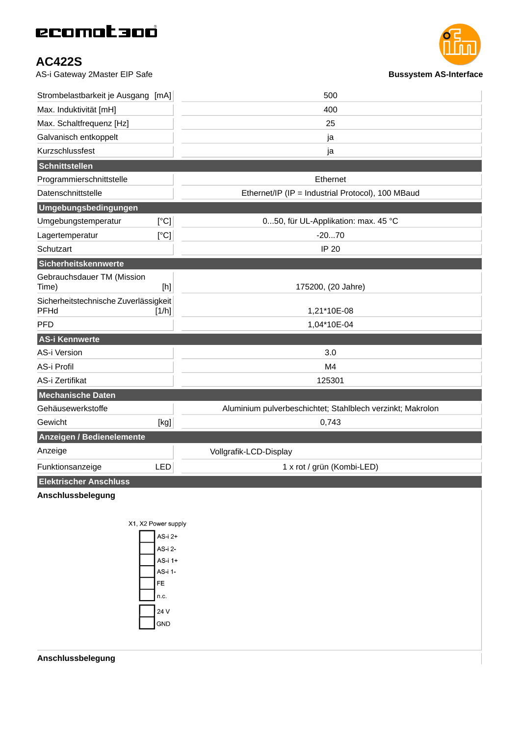# AC422S

AS-i Gateway 2Master EIP Safe

**Bussystem AS-Interface**

| | |
|---|---|
| Strombelastbarkeit je Ausgang [mA] | 500 |
| Max. Induktivität [mH] | 400 |
| Max. Schaltfrequenz [Hz] | 25 |
| Galvanisch entkoppelt | ja |
| Kurzschlussfest | ja |
| **Schnittstellen** | |
| Programmierschnittstelle | Ethernet |
| Datenschnittstelle | Ethernet/IP (IP = Industrial Protocol), 100 MBaud |
| **Umgebungsbedingungen** | |
| Umgebungstemperatur [°C] | 0...50, für UL-Applikation: max. 45 °C |
| Lagertemperatur [°C] | -20...70 |
| Schutzart | IP 20 |
| **Sicherheitskennwerte** | |
| Gebrauchsdauer TM (Mission Time) [h] | 175200, (20 Jahre) |
| Sicherheitstechnische Zuverlässigkeit PFHd [1/h] | 1,21*10E-08 |
| PFD | 1,04*10E-04 |
| **AS-i Kennwerte** | |
| AS-i Version | 3.0 |
| AS-i Profil | M4 |
| AS-i Zertifikat | 125301 |
| **Mechanische Daten** | |
| Gehäusewerkstoffe | Aluminium pulverbeschichtet; Stahlblech verzinkt; Makrolon |
| Gewicht [kg] | 0,743 |
| **Anzeigen / Bedienelemente** | |
| Anzeige | Vollgrafik-LCD-Display |
| Funktionsanzeige LED | 1 x rot / grün (Kombi-LED) |
| **Elektrischer Anschluss** | |

**Anschlussbelegung**

X1, X2 Power supply

- AS-i 2+
- AS-i 2-
- AS-i 1+
- AS-i 1-
- FE
- n.c.
- 24 V
- GND

**Anschlussbelegung**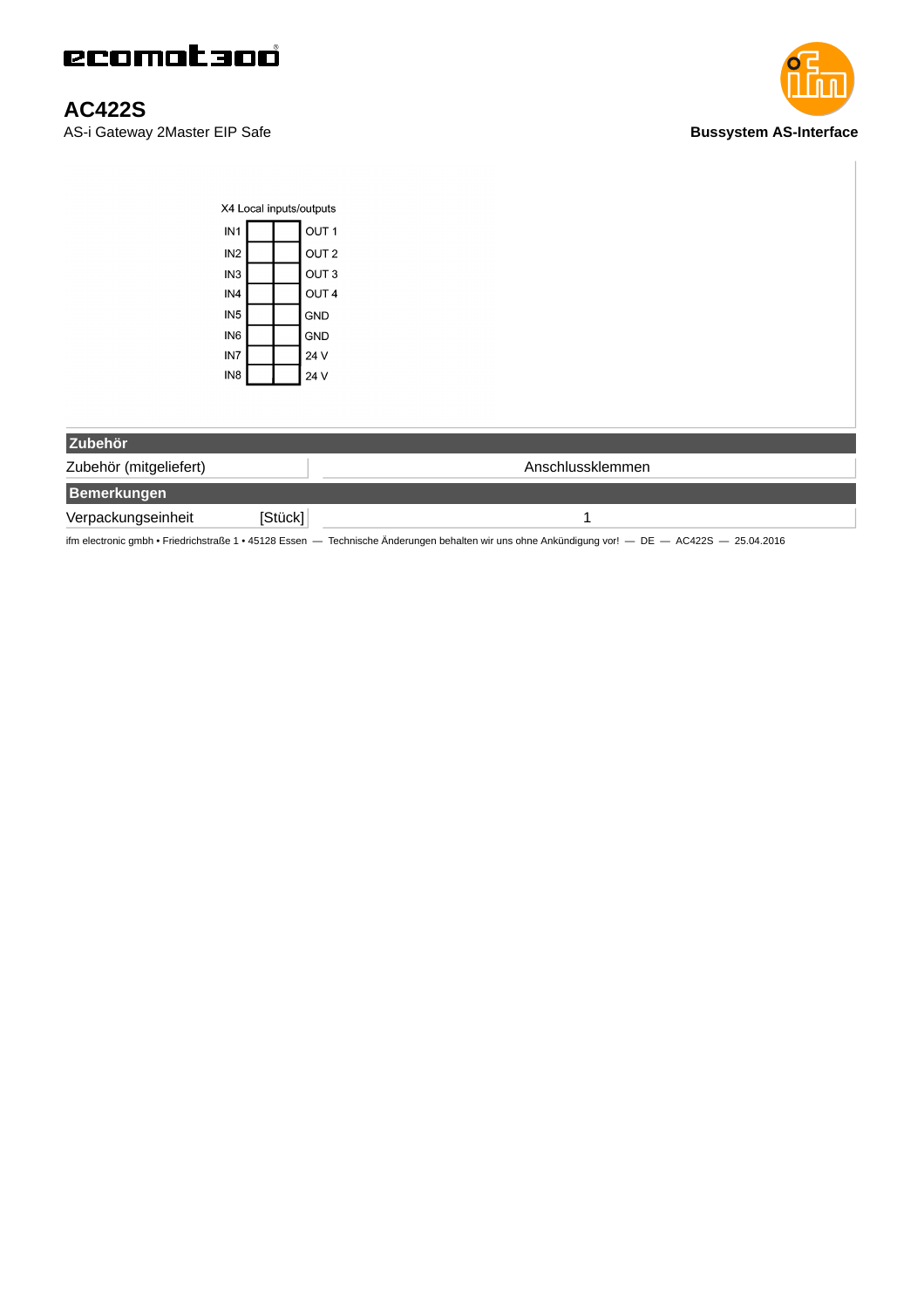# AC422S

AS-i Gateway 2Master EIP Safe

**Bussystem AS-Interface**

X4 Local inputs/outputs

| | | | |
|---|---|---|---|
| IN1 | | | OUT 1 |
| IN2 | | | OUT 2 |
| IN3 | | | OUT 3 |
| IN4 | | | OUT 4 |
| IN5 | | | GND |
| IN6 | | | GND |
| IN7 | | | 24 V |
| IN8 | | | 24 V |

| **Zubehör** | |
|---|---|
| Zubehör (mitgeliefert) | Anschlussklemmen |
| **Bemerkungen** | |
| Verpackungseinheit [Stück] | 1 |

ifm electronic gmbh • Friedrichstraße 1 • 45128 Essen — Technische Änderungen behalten wir uns ohne Ankündigung vor! — DE — AC422S — 25.04.2016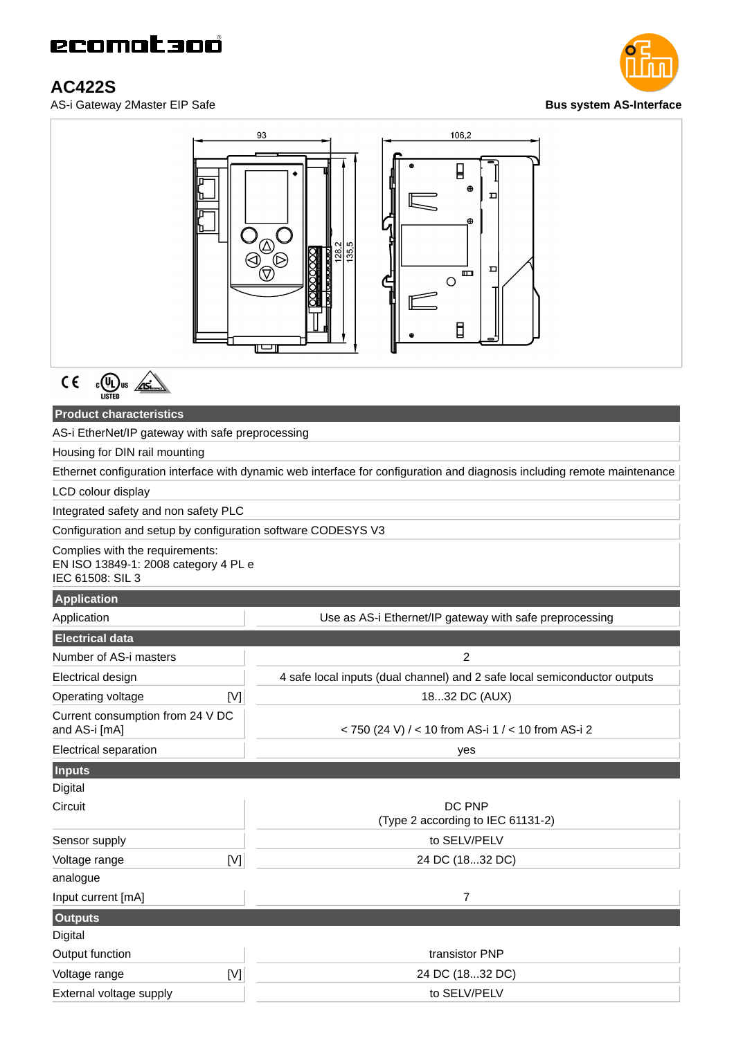# AC422S

AS-i Gateway 2Master EIP Safe

**Bus system AS-Interface**

## Product characteristics

AS-i EtherNet/IP gateway with safe preprocessing

Housing for DIN rail mounting

Ethernet configuration interface with dynamic web interface for configuration and diagnosis including remote maintenance

LCD colour display

Integrated safety and non safety PLC

Configuration and setup by configuration software CODESYS V3

Complies with the requirements:
EN ISO 13849-1: 2008 category 4 PL e
IEC 61508: SIL 3

## Application

| | |
|---|---|
| Application | Use as AS-i Ethernet/IP gateway with safe preprocessing |

## Electrical data

| | |
|---|---|
| Number of AS-i masters | 2 |
| Electrical design | 4 safe local inputs (dual channel) and 2 safe local semiconductor outputs |
| Operating voltage [V] | 18...32 DC (AUX) |
| Current consumption from 24 V DC and AS-i [mA] | < 750 (24 V) / < 10 from AS-i 1 / < 10 from AS-i 2 |
| Electrical separation | yes |

## Inputs

| | |
|---|---|
| **Digital** | |
| Circuit | DC PNP (Type 2 according to IEC 61131-2) |
| Sensor supply | to SELV/PELV |
| Voltage range [V] | 24 DC (18...32 DC) |
| **analogue** | |
| Input current [mA] | 7 |

## Outputs

| | |
|---|---|
| **Digital** | |
| Output function | transistor PNP |
| Voltage range [V] | 24 DC (18...32 DC) |
| External voltage supply | to SELV/PELV |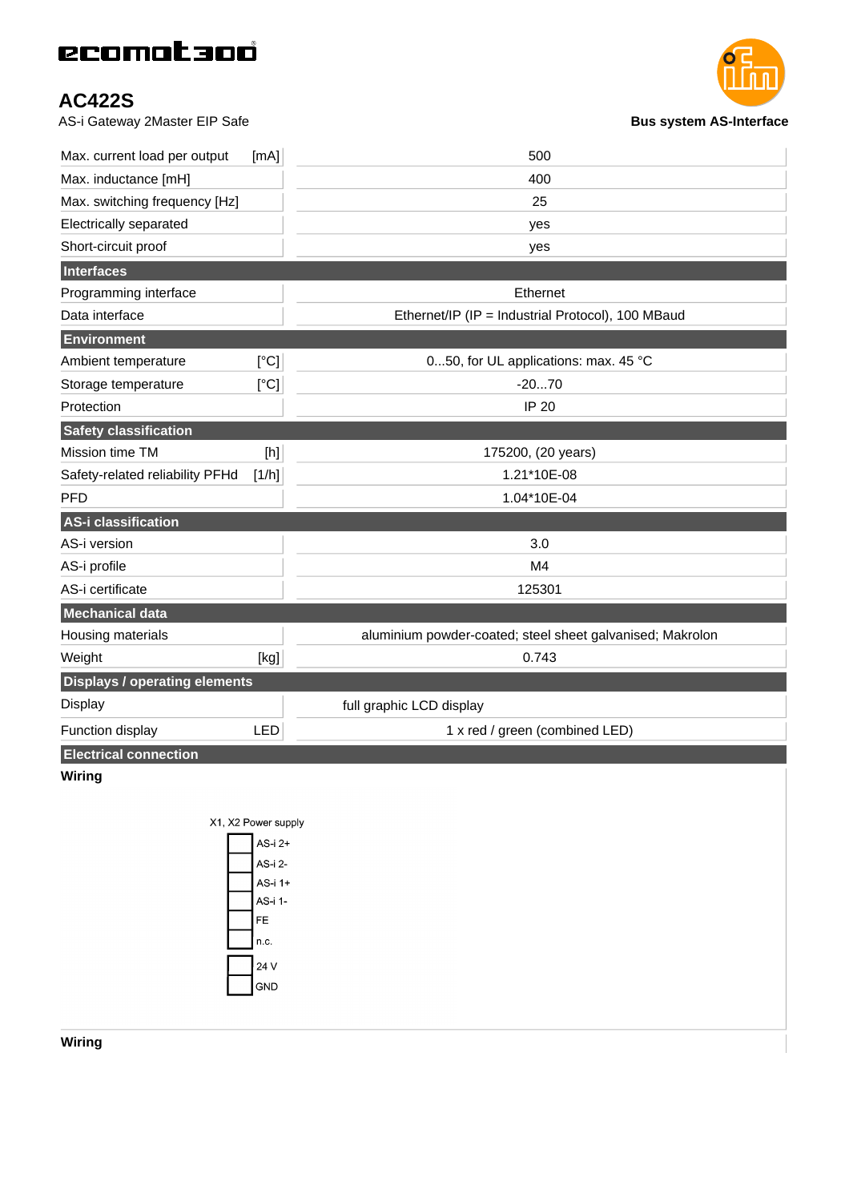# AC422S

AS-i Gateway 2Master EIP Safe

**Bus system AS-Interface**

| | |
|---|---|
| Max. current load per output [mA] | 500 |
| Max. inductance [mH] | 400 |
| Max. switching frequency [Hz] | 25 |
| Electrically separated | yes |
| Short-circuit proof | yes |
| **Interfaces** | |
| Programming interface | Ethernet |
| Data interface | Ethernet/IP (IP = Industrial Protocol), 100 MBaud |
| **Environment** | |
| Ambient temperature [°C] | 0...50, for UL applications: max. 45 °C |
| Storage temperature [°C] | -20...70 |
| Protection | IP 20 |
| **Safety classification** | |
| Mission time TM [h] | 175200, (20 years) |
| Safety-related reliability PFHd [1/h] | 1.21*10E-08 |
| PFD | 1.04*10E-04 |
| **AS-i classification** | |
| AS-i version | 3.0 |
| AS-i profile | M4 |
| AS-i certificate | 125301 |
| **Mechanical data** | |
| Housing materials | aluminium powder-coated; steel sheet galvanised; Makrolon |
| Weight [kg] | 0.743 |
| **Displays / operating elements** | |
| Display | full graphic LCD display |
| Function display LED | 1 x red / green (combined LED) |
| **Electrical connection** | |

**Wiring**

X1, X2 Power supply

- AS-i 2+
- AS-i 2-
- AS-i 1+
- AS-i 1-
- FE
- n.c.
- 24 V
- GND

**Wiring**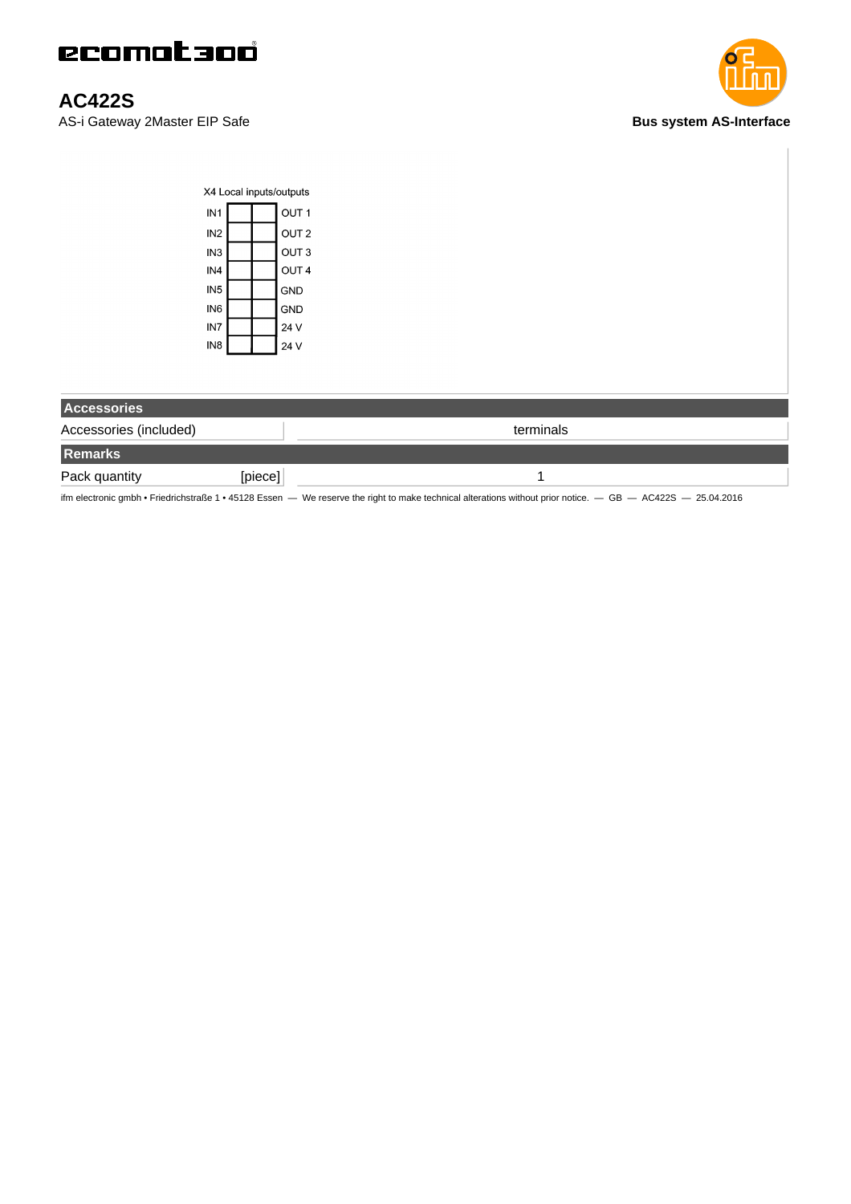# AC422S

AS-i Gateway 2Master EIP Safe

**Bus system AS-Interface**

X4 Local inputs/outputs

| | | |
|---|---|---|
| IN1 | | OUT 1 |
| IN2 | | OUT 2 |
| IN3 | | OUT 3 |
| IN4 | | OUT 4 |
| IN5 | | GND |
| IN6 | | GND |
| IN7 | | 24 V |
| IN8 | | 24 V |

| **Accessories** | |
|---|---|
| Accessories (included) | terminals |
| **Remarks** | |
| Pack quantity [piece] | 1 |

ifm electronic gmbh • Friedrichstraße 1 • 45128 Essen — We reserve the right to make technical alterations without prior notice. — GB — AC422S — 25.04.2016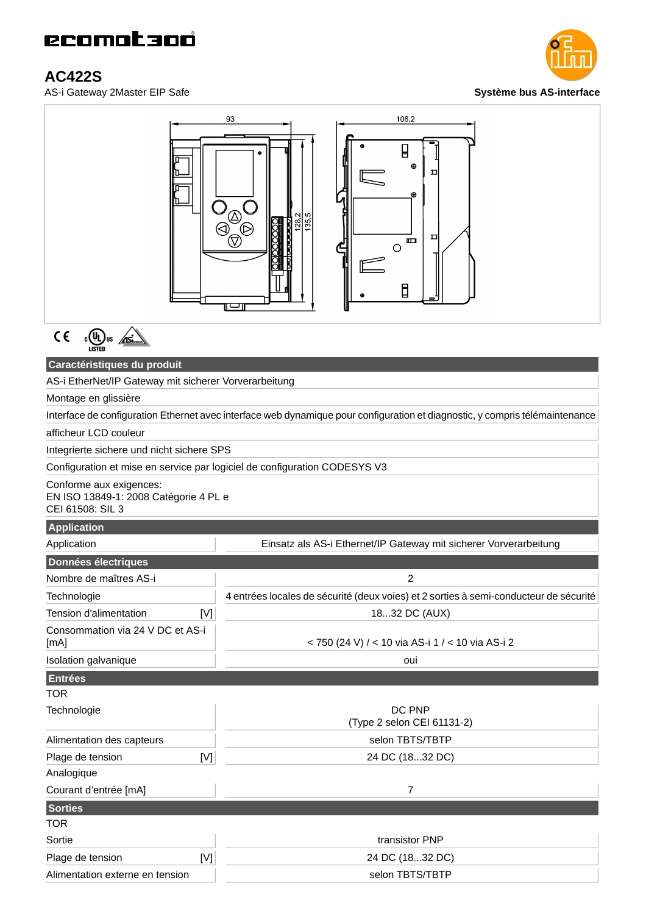# AC422S

AS-i Gateway 2Master EIP Safe

**Système bus AS-interface**

| Caractéristiques du produit |
|---|
| AS-i EtherNet/IP Gateway mit sicherer Vorverarbeitung |
| Montage en glissière |
| Interface de configuration Ethernet avec interface web dynamique pour configuration et diagnostic, y compris télémaintenance |
| afficheur LCD couleur |
| Integrierte sichere und nicht sichere SPS |
| Configuration et mise en service par logiciel de configuration CODESYS V3 |
| Conforme aux exigences:<br>EN ISO 13849-1: 2008 Catégorie 4 PL e<br>CEI 61508: SIL 3 |

| Application | |
|---|---|
| Application | Einsatz als AS-i Ethernet/IP Gateway mit sicherer Vorverarbeitung |

| Données électriques | |
|---|---|
| Nombre de maîtres AS-i | 2 |
| Technologie | 4 entrées locales de sécurité (deux voies) et 2 sorties à semi-conducteur de sécurité |
| Tension d'alimentation [V] | 18...32 DC (AUX) |
| Consommation via 24 V DC et AS-i [mA] | < 750 (24 V) / < 10 via AS-i 1 / < 10 via AS-i 2 |
| Isolation galvanique | oui |

| Entrées | |
|---|---|
| **TOR** | |
| Technologie | DC PNP<br>(Type 2 selon CEI 61131-2) |
| Alimentation des capteurs | selon TBTS/TBTP |
| Plage de tension [V] | 24 DC (18...32 DC) |
| **Analogique** | |
| Courant d'entrée [mA] | 7 |

| Sorties | |
|---|---|
| **TOR** | |
| Sortie | transistor PNP |
| Plage de tension [V] | 24 DC (18...32 DC) |
| Alimentation externe en tension | selon TBTS/TBTP |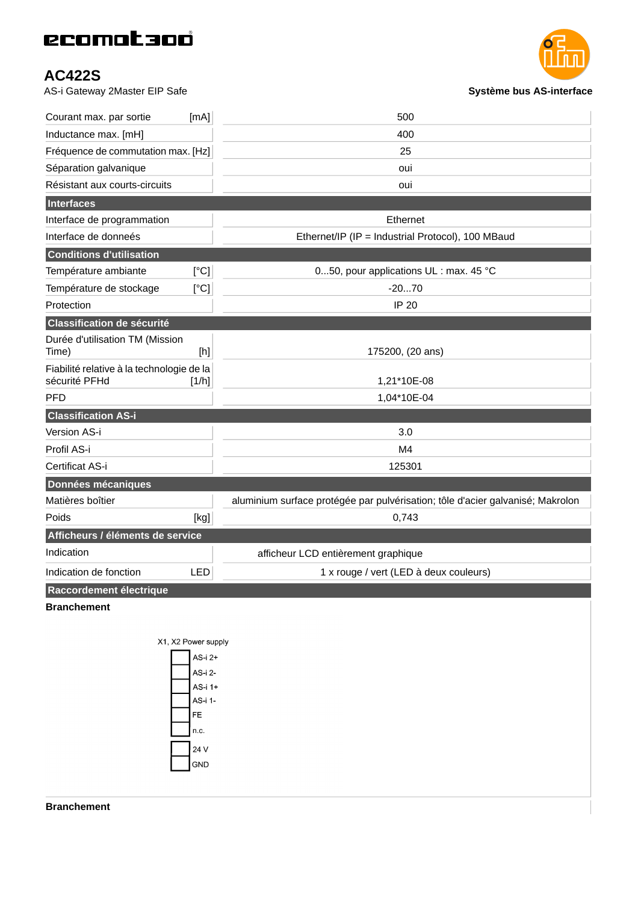# ecomat300

## AC422S

AS-i Gateway 2Master EIP Safe

**Système bus AS-interface**

| | |
|---|---|
| Courant max. par sortie [mA] | 500 |
| Inductance max. [mH] | 400 |
| Fréquence de commutation max. [Hz] | 25 |
| Séparation galvanique | oui |
| Résistant aux courts-circuits | oui |
| **Interfaces** | |
| Interface de programmation | Ethernet |
| Interface de donneés | Ethernet/IP (IP = Industrial Protocol), 100 MBaud |
| **Conditions d'utilisation** | |
| Température ambiante [°C] | 0...50, pour applications UL : max. 45 °C |
| Température de stockage [°C] | -20...70 |
| Protection | IP 20 |
| **Classification de sécurité** | |
| Durée d'utilisation TM (Mission Time) [h] | 175200, (20 ans) |
| Fiabilité relative à la technologie de la sécurité PFHd [1/h] | 1,21*10E-08 |
| PFD | 1,04*10E-04 |
| **Classification AS-i** | |
| Version AS-i | 3.0 |
| Profil AS-i | M4 |
| Certificat AS-i | 125301 |
| **Données mécaniques** | |
| Matières boîtier | aluminium surface protégée par pulvérisation; tôle d'acier galvanisé; Makrolon |
| Poids [kg] | 0,743 |
| **Afficheurs / éléments de service** | |
| Indication | afficheur LCD entièrement graphique |
| Indication de fonction LED | 1 x rouge / vert (LED à deux couleurs) |
| **Raccordement électrique** | |

**Branchement**

X1, X2 Power supply

- AS-i 2+
- AS-i 2-
- AS-i 1+
- AS-i 1-
- FE
- n.c.
- 24 V
- GND

**Branchement**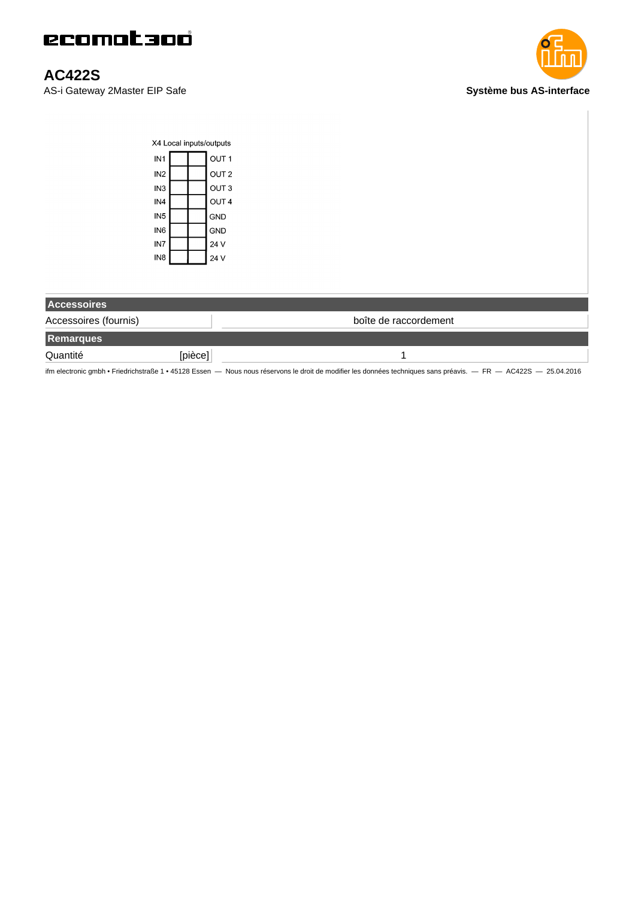X4 Local inputs/outputs

| | | | |
|---|---|---|---|
| IN1 | | | OUT 1 |
| IN2 | | | OUT 2 |
| IN3 | | | OUT 3 |
| IN4 | | | OUT 4 |
| IN5 | | | GND |
| IN6 | | | GND |
| IN7 | | | 24 V |
| IN8 | | | 24 V |

## Accessoires

| | |
|---|---|
| Accessoires (fournis) | boîte de raccordement |

## Remarques

| | |
|---|---|
| Quantité [pièce] | 1 |

ifm electronic gmbh • Friedrichstraße 1 • 45128 Essen — Nous nous réservons le droit de modifier les données techniques sans préavis. — FR — AC422S — 25.04.2016